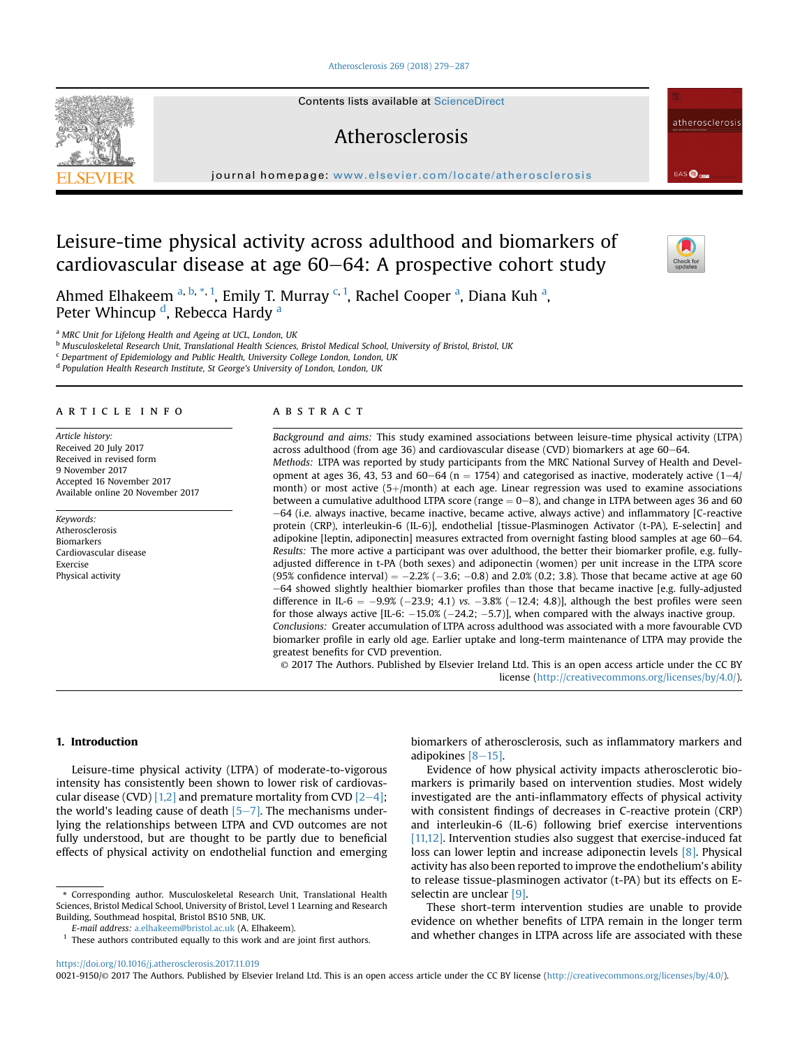# Leisure-time physical activity across adulthood and biomarkers of cardiovascular disease at age 60–64: A prospective cohort study

Ahmed Elhakeem [a, b, *, 1], Emily T. Murray [c, 1], Rachel Cooper [a], Diana Kuh [a], Peter Whincup [d], Rebecca Hardy [a]

[a] MRC Unit for Lifelong Health and Ageing at UCL, London, UK
[b] Musculoskeletal Research Unit, Translational Health Sciences, Bristol Medical School, University of Bristol, Bristol, UK
[c] Department of Epidemiology and Public Health, University College London, London, UK
[d] Population Health Research Institute, St George's University of London, London, UK

## ARTICLE INFO

*Article history:*
Received 20 July 2017
Received in revised form
9 November 2017
Accepted 16 November 2017
Available online 20 November 2017

*Keywords:*
Atherosclerosis
Biomarkers
Cardiovascular disease
Exercise
Physical activity

## ABSTRACT

*Background and aims:* This study examined associations between leisure-time physical activity (LTPA) across adulthood (from age 36) and cardiovascular disease (CVD) biomarkers at age 60–64.

*Methods:* LTPA was reported by study participants from the MRC National Survey of Health and Development at ages 36, 43, 53 and 60–64 (n = 1754) and categorised as inactive, moderately active (1–4/month) or most active (5+/month) at each age. Linear regression was used to examine associations between a cumulative adulthood LTPA score (range = 0–8), and change in LTPA between ages 36 and 60–64 (i.e. always inactive, became inactive, became active, always active) and inflammatory [C-reactive protein (CRP), interleukin-6 (IL-6)], endothelial [tissue-Plasminogen Activator (t-PA), E-selectin] and adipokine [leptin, adiponectin] measures extracted from overnight fasting blood samples at age 60–64.

*Results:* The more active a participant was over adulthood, the better their biomarker profile, e.g. fully-adjusted difference in t-PA (both sexes) and adiponectin (women) per unit increase in the LTPA score (95% confidence interval) = −2.2% (−3.6; −0.8) and 2.0% (0.2; 3.8). Those that became active at age 60–64 showed slightly healthier biomarker profiles than those that became inactive [e.g. fully-adjusted difference in IL-6 = −9.9% (−23.9; 4.1) *vs.* −3.8% (−12.4; 4.8)], although the best profiles were seen for those always active [IL-6: −15.0% (−24.2; −5.7)], when compared with the always inactive group.

*Conclusions:* Greater accumulation of LTPA across adulthood was associated with a more favourable CVD biomarker profile in early old age. Earlier uptake and long-term maintenance of LTPA may provide the greatest benefits for CVD prevention.

© 2017 The Authors. Published by Elsevier Ireland Ltd. This is an open access article under the CC BY license (http://creativecommons.org/licenses/by/4.0/).

## 1. Introduction

Leisure-time physical activity (LTPA) of moderate-to-vigorous intensity has consistently been shown to lower risk of cardiovascular disease (CVD) [1,2] and premature mortality from CVD [2–4]; the world's leading cause of death [5–7]. The mechanisms underlying the relationships between LTPA and CVD outcomes are not fully understood, but are thought to be partly due to beneficial effects of physical activity on endothelial function and emerging biomarkers of atherosclerosis, such as inflammatory markers and adipokines [8–15].

Evidence of how physical activity impacts atherosclerotic biomarkers is primarily based on intervention studies. Most widely investigated are the anti-inflammatory effects of physical activity with consistent findings of decreases in C-reactive protein (CRP) and interleukin-6 (IL-6) following brief exercise interventions [11,12]. Intervention studies also suggest that exercise-induced fat loss can lower leptin and increase adiponectin levels [8]. Physical activity has also been reported to improve the endothelium's ability to release tissue-plasminogen activator (t-PA) but its effects on E-selectin are unclear [9].

These short-term intervention studies are unable to provide evidence on whether benefits of LTPA remain in the longer term and whether changes in LTPA across life are associated with these

\* Corresponding author. Musculoskeletal Research Unit, Translational Health Sciences, Bristol Medical School, University of Bristol, Level 1 Learning and Research Building, Southmead hospital, Bristol BS10 5NB, UK.

*E-mail address:* a.elhakeem@bristol.ac.uk (A. Elhakeem).

[1] These authors contributed equally to this work and are joint first authors.

https://doi.org/10.1016/j.atherosclerosis.2017.11.019
0021-9150/© 2017 The Authors. Published by Elsevier Ireland Ltd. This is an open access article under the CC BY license (http://creativecommons.org/licenses/by/4.0/).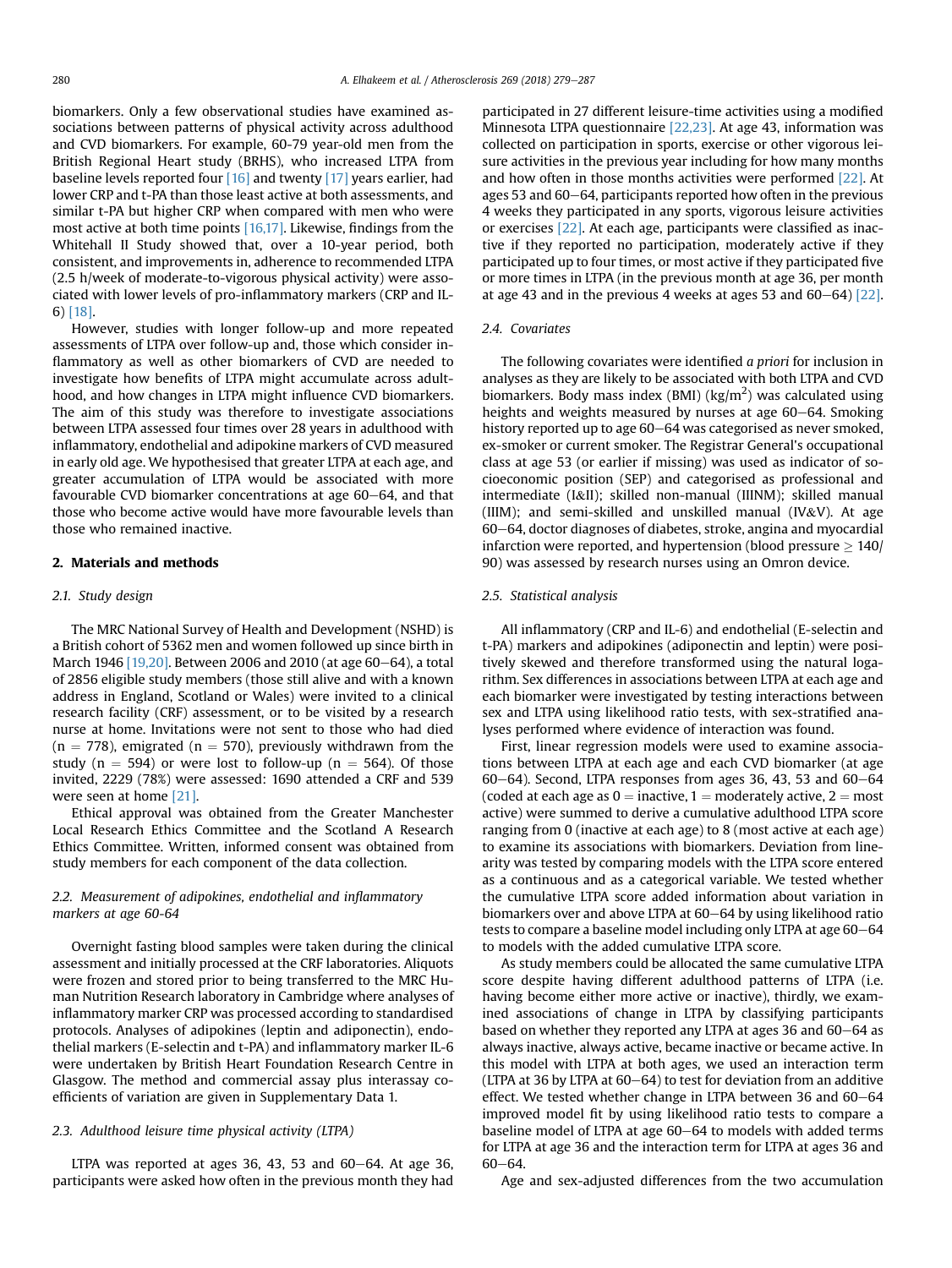biomarkers. Only a few observational studies have examined associations between patterns of physical activity across adulthood and CVD biomarkers. For example, 60-79 year-old men from the British Regional Heart study (BRHS), who increased LTPA from baseline levels reported four [16] and twenty [17] years earlier, had lower CRP and t-PA than those least active at both assessments, and similar t-PA but higher CRP when compared with men who were most active at both time points [16,17]. Likewise, findings from the Whitehall II Study showed that, over a 10-year period, both consistent, and improvements in, adherence to recommended LTPA (2.5 h/week of moderate-to-vigorous physical activity) were associated with lower levels of pro-inflammatory markers (CRP and IL-6) [18].

However, studies with longer follow-up and more repeated assessments of LTPA over follow-up and, those which consider inflammatory as well as other biomarkers of CVD are needed to investigate how benefits of LTPA might accumulate across adulthood, and how changes in LTPA might influence CVD biomarkers. The aim of this study was therefore to investigate associations between LTPA assessed four times over 28 years in adulthood with inflammatory, endothelial and adipokine markers of CVD measured in early old age. We hypothesised that greater LTPA at each age, and greater accumulation of LTPA would be associated with more favourable CVD biomarker concentrations at age 60–64, and that those who become active would have more favourable levels than those who remained inactive.

## 2. Materials and methods

### 2.1. Study design

The MRC National Survey of Health and Development (NSHD) is a British cohort of 5362 men and women followed up since birth in March 1946 [19,20]. Between 2006 and 2010 (at age 60–64), a total of 2856 eligible study members (those still alive and with a known address in England, Scotland or Wales) were invited to a clinical research facility (CRF) assessment, or to be visited by a research nurse at home. Invitations were not sent to those who had died (n = 778), emigrated (n = 570), previously withdrawn from the study (n = 594) or were lost to follow-up (n = 564). Of those invited, 2229 (78%) were assessed: 1690 attended a CRF and 539 were seen at home [21].

Ethical approval was obtained from the Greater Manchester Local Research Ethics Committee and the Scotland A Research Ethics Committee. Written, informed consent was obtained from study members for each component of the data collection.

### 2.2. Measurement of adipokines, endothelial and inflammatory markers at age 60-64

Overnight fasting blood samples were taken during the clinical assessment and initially processed at the CRF laboratories. Aliquots were frozen and stored prior to being transferred to the MRC Human Nutrition Research laboratory in Cambridge where analyses of inflammatory marker CRP was processed according to standardised protocols. Analyses of adipokines (leptin and adiponectin), endothelial markers (E-selectin and t-PA) and inflammatory marker IL-6 were undertaken by British Heart Foundation Research Centre in Glasgow. The method and commercial assay plus interassay coefficients of variation are given in Supplementary Data 1.

### 2.3. Adulthood leisure time physical activity (LTPA)

LTPA was reported at ages 36, 43, 53 and 60–64. At age 36, participants were asked how often in the previous month they had participated in 27 different leisure-time activities using a modified Minnesota LTPA questionnaire [22,23]. At age 43, information was collected on participation in sports, exercise or other vigorous leisure activities in the previous year including for how many months and how often in those months activities were performed [22]. At ages 53 and 60–64, participants reported how often in the previous 4 weeks they participated in any sports, vigorous leisure activities or exercises [22]. At each age, participants were classified as inactive if they reported no participation, moderately active if they participated up to four times, or most active if they participated five or more times in LTPA (in the previous month at age 36, per month at age 43 and in the previous 4 weeks at ages 53 and 60–64) [22].

### 2.4. Covariates

The following covariates were identified *a priori* for inclusion in analyses as they are likely to be associated with both LTPA and CVD biomarkers. Body mass index (BMI) (kg/m$^2$) was calculated using heights and weights measured by nurses at age 60–64. Smoking history reported up to age 60–64 was categorised as never smoked, ex-smoker or current smoker. The Registrar General's occupational class at age 53 (or earlier if missing) was used as indicator of socioeconomic position (SEP) and categorised as professional and intermediate (I&II); skilled non-manual (IIINM); skilled manual (IIIM); and semi-skilled and unskilled manual (IV&V). At age 60–64, doctor diagnoses of diabetes, stroke, angina and myocardial infarction were reported, and hypertension (blood pressure ≥ 140/90) was assessed by research nurses using an Omron device.

### 2.5. Statistical analysis

All inflammatory (CRP and IL-6) and endothelial (E-selectin and t-PA) markers and adipokines (adiponectin and leptin) were positively skewed and therefore transformed using the natural logarithm. Sex differences in associations between LTPA at each age and each biomarker were investigated by testing interactions between sex and LTPA using likelihood ratio tests, with sex-stratified analyses performed where evidence of interaction was found.

First, linear regression models were used to examine associations between LTPA at each age and each CVD biomarker (at age 60–64). Second, LTPA responses from ages 36, 43, 53 and 60–64 (coded at each age as 0 = inactive, 1 = moderately active, 2 = most active) were summed to derive a cumulative adulthood LTPA score ranging from 0 (inactive at each age) to 8 (most active at each age) to examine its associations with biomarkers. Deviation from linearity was tested by comparing models with the LTPA score entered as a continuous and as a categorical variable. We tested whether the cumulative LTPA score added information about variation in biomarkers over and above LTPA at 60–64 by using likelihood ratio tests to compare a baseline model including only LTPA at age 60–64 to models with the added cumulative LTPA score.

As study members could be allocated the same cumulative LTPA score despite having different adulthood patterns of LTPA (i.e. having become either more active or inactive), thirdly, we examined associations of change in LTPA by classifying participants based on whether they reported any LTPA at ages 36 and 60–64 as always inactive, always active, became inactive or became active. In this model with LTPA at both ages, we used an interaction term (LTPA at 36 by LTPA at 60–64) to test for deviation from an additive effect. We tested whether change in LTPA between 36 and 60–64 improved model fit by using likelihood ratio tests to compare a baseline model of LTPA at age 60–64 to models with added terms for LTPA at age 36 and the interaction term for LTPA at ages 36 and 60–64.

Age and sex-adjusted differences from the two accumulation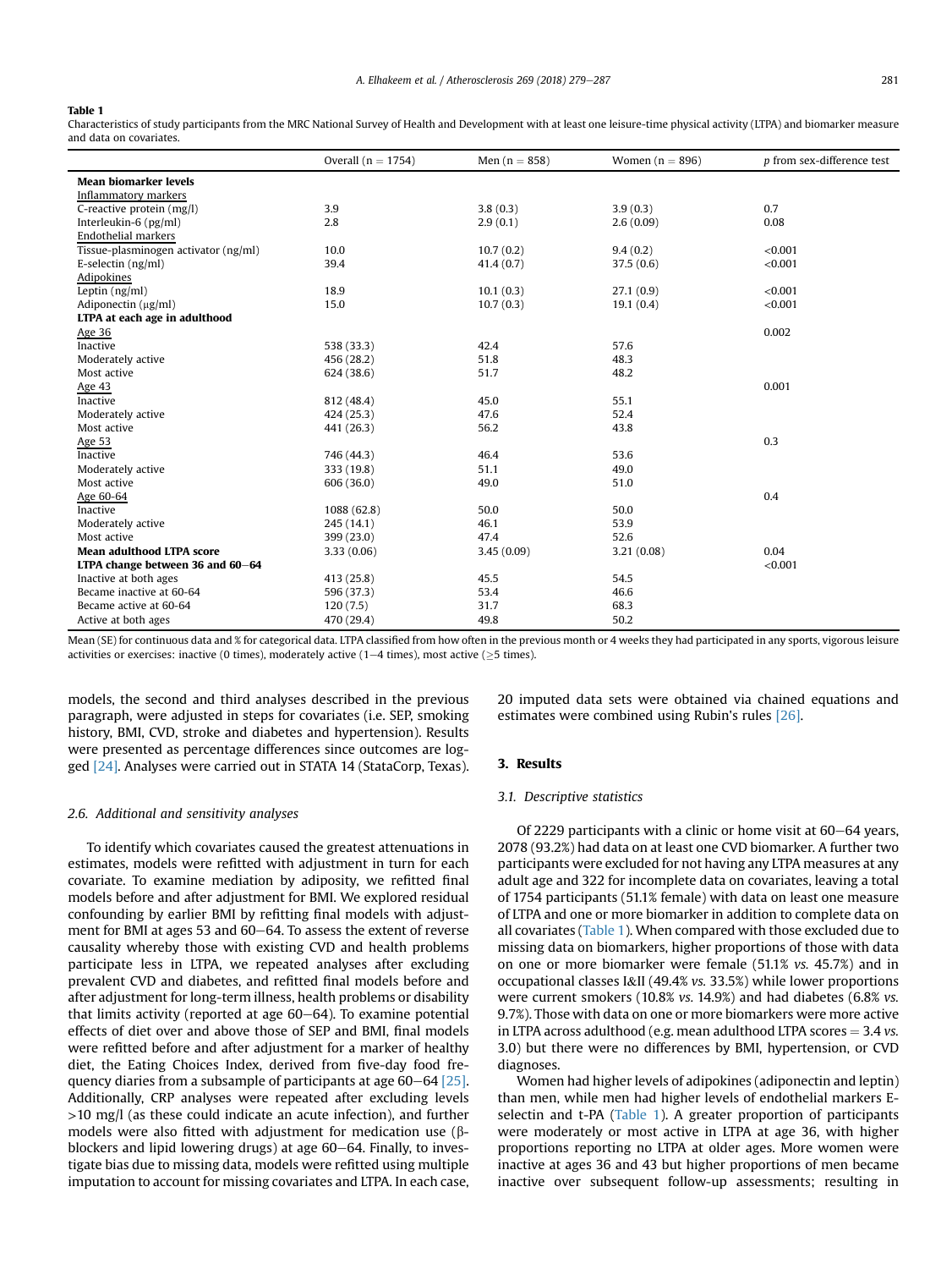**Table 1**

Characteristics of study participants from the MRC National Survey of Health and Development with at least one leisure-time physical activity (LTPA) and biomarker measure and data on covariates.

| | Overall (n = 1754) | Men (n = 858) | Women (n = 896) | *p* from sex-difference test |
|---|---|---|---|---|
| **Mean biomarker levels** | | | | |
| Inflammatory markers | | | | |
| C-reactive protein (mg/l) | 3.9 | 3.8 (0.3) | 3.9 (0.3) | 0.7 |
| Interleukin-6 (pg/ml) | 2.8 | 2.9 (0.1) | 2.6 (0.09) | 0.08 |
| Endothelial markers | | | | |
| Tissue-plasminogen activator (ng/ml) | 10.0 | 10.7 (0.2) | 9.4 (0.2) | <0.001 |
| E-selectin (ng/ml) | 39.4 | 41.4 (0.7) | 37.5 (0.6) | <0.001 |
| Adipokines | | | | |
| Leptin (ng/ml) | 18.9 | 10.1 (0.3) | 27.1 (0.9) | <0.001 |
| Adiponectin (μg/ml) | 15.0 | 10.7 (0.3) | 19.1 (0.4) | <0.001 |
| **LTPA at each age in adulthood** | | | | |
| Age 36 | | | | 0.002 |
| Inactive | 538 (33.3) | 42.4 | 57.6 | |
| Moderately active | 456 (28.2) | 51.8 | 48.3 | |
| Most active | 624 (38.6) | 51.7 | 48.2 | |
| Age 43 | | | | 0.001 |
| Inactive | 812 (48.4) | 45.0 | 55.1 | |
| Moderately active | 424 (25.3) | 47.6 | 52.4 | |
| Most active | 441 (26.3) | 56.2 | 43.8 | |
| Age 53 | | | | 0.3 |
| Inactive | 746 (44.3) | 46.4 | 53.6 | |
| Moderately active | 333 (19.8) | 51.1 | 49.0 | |
| Most active | 606 (36.0) | 49.0 | 51.0 | |
| Age 60-64 | | | | 0.4 |
| Inactive | 1088 (62.8) | 50.0 | 50.0 | |
| Moderately active | 245 (14.1) | 46.1 | 53.9 | |
| Most active | 399 (23.0) | 47.4 | 52.6 | |
| **Mean adulthood LTPA score** | 3.33 (0.06) | 3.45 (0.09) | 3.21 (0.08) | 0.04 |
| **LTPA change between 36 and 60–64** | | | | <0.001 |
| Inactive at both ages | 413 (25.8) | 45.5 | 54.5 | |
| Became inactive at 60-64 | 596 (37.3) | 53.4 | 46.6 | |
| Became active at 60-64 | 120 (7.5) | 31.7 | 68.3 | |
| Active at both ages | 470 (29.4) | 49.8 | 50.2 | |

Mean (SE) for continuous data and % for categorical data. LTPA classified from how often in the previous month or 4 weeks they had participated in any sports, vigorous leisure activities or exercises: inactive (0 times), moderately active (1–4 times), most active (≥5 times).

models, the second and third analyses described in the previous paragraph, were adjusted in steps for covariates (i.e. SEP, smoking history, BMI, CVD, stroke and diabetes and hypertension). Results were presented as percentage differences since outcomes are logged [24]. Analyses were carried out in STATA 14 (StataCorp, Texas).

### 2.6. Additional and sensitivity analyses

To identify which covariates caused the greatest attenuations in estimates, models were refitted with adjustment in turn for each covariate. To examine mediation by adiposity, we refitted final models before and after adjustment for BMI. We explored residual confounding by earlier BMI by refitting final models with adjustment for BMI at ages 53 and 60–64. To assess the extent of reverse causality whereby those with existing CVD and health problems participate less in LTPA, we repeated analyses after excluding prevalent CVD and diabetes, and refitted final models before and after adjustment for long-term illness, health problems or disability that limits activity (reported at age 60–64). To examine potential effects of diet over and above those of SEP and BMI, final models were refitted before and after adjustment for a marker of healthy diet, the Eating Choices Index, derived from five-day food frequency diaries from a subsample of participants at age 60–64 [25]. Additionally, CRP analyses were repeated after excluding levels >10 mg/l (as these could indicate an acute infection), and further models were also fitted with adjustment for medication use (β-blockers and lipid lowering drugs) at age 60–64. Finally, to investigate bias due to missing data, models were refitted using multiple imputation to account for missing covariates and LTPA. In each case, 20 imputed data sets were obtained via chained equations and estimates were combined using Rubin's rules [26].

## 3. Results

### 3.1. Descriptive statistics

Of 2229 participants with a clinic or home visit at 60–64 years, 2078 (93.2%) had data on at least one CVD biomarker. A further two participants were excluded for not having any LTPA measures at any adult age and 322 for incomplete data on covariates, leaving a total of 1754 participants (51.1% female) with data on least one measure of LTPA and one or more biomarker in addition to complete data on all covariates (Table 1). When compared with those excluded due to missing data on biomarkers, higher proportions of those with data on one or more biomarker were female (51.1% *vs.* 45.7%) and in occupational classes I&II (49.4% *vs.* 33.5%) while lower proportions were current smokers (10.8% *vs.* 14.9%) and had diabetes (6.8% *vs.* 9.7%). Those with data on one or more biomarkers were more active in LTPA across adulthood (e.g. mean adulthood LTPA scores = 3.4 *vs.* 3.0) but there were no differences by BMI, hypertension, or CVD diagnoses.

Women had higher levels of adipokines (adiponectin and leptin) than men, while men had higher levels of endothelial markers E-selectin and t-PA (Table 1). A greater proportion of participants were moderately or most active in LTPA at age 36, with higher proportions reporting no LTPA at older ages. More women were inactive at ages 36 and 43 but higher proportions of men became inactive over subsequent follow-up assessments; resulting in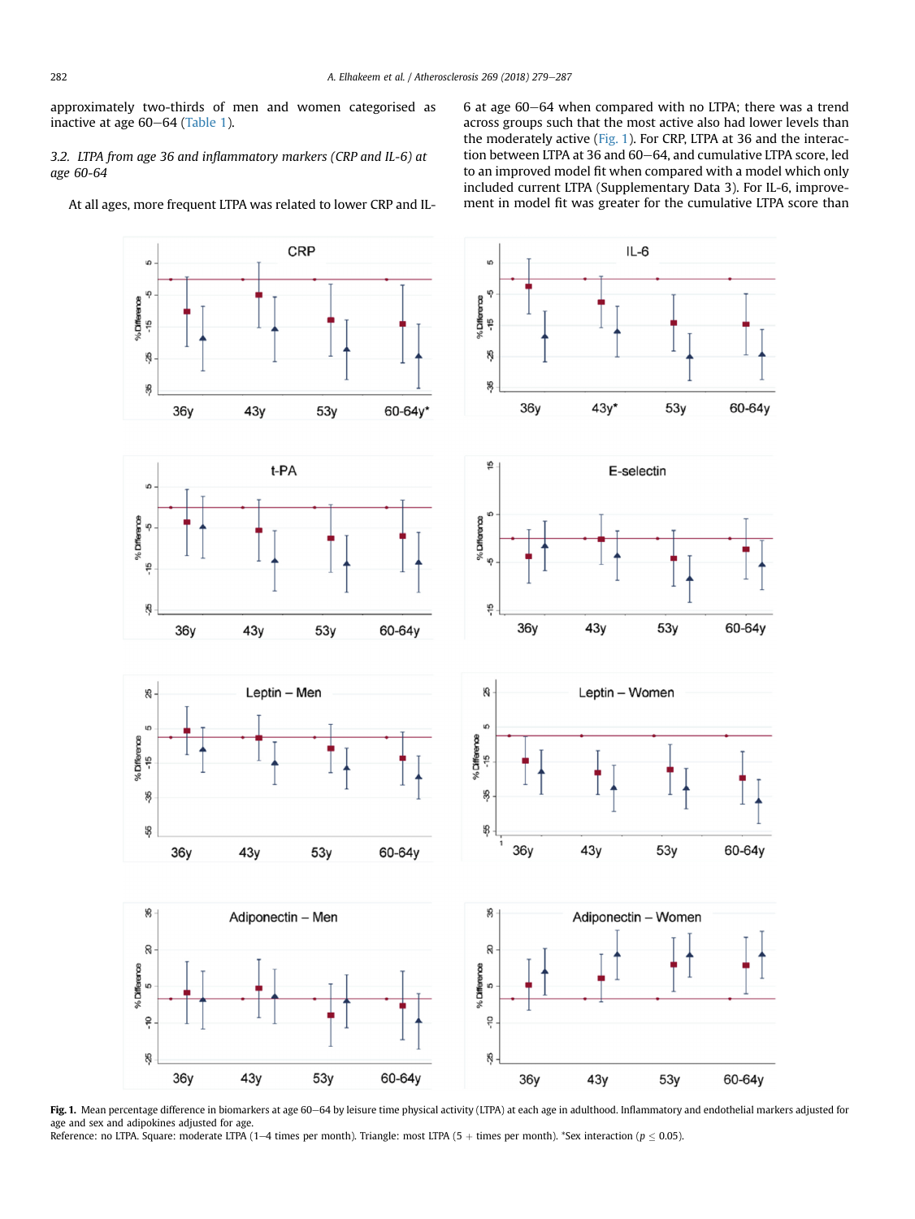approximately two-thirds of men and women categorised as inactive at age 60–64 (Table 1).

### 3.2. LTPA from age 36 and inflammatory markers (CRP and IL-6) at age 60-64

At all ages, more frequent LTPA was related to lower CRP and IL-6 at age 60–64 when compared with no LTPA; there was a trend across groups such that the most active also had lower levels than the moderately active (Fig. 1). For CRP, LTPA at 36 and the interaction between LTPA at 36 and 60–64, and cumulative LTPA score, led to an improved model fit when compared with a model which only included current LTPA (Supplementary Data 3). For IL-6, improvement in model fit was greater for the cumulative LTPA score than

**Fig. 1.** Mean percentage difference in biomarkers at age 60–64 by leisure time physical activity (LTPA) at each age in adulthood. Inflammatory and endothelial markers adjusted for age and sex and adipokines adjusted for age.
Reference: no LTPA. Square: moderate LTPA (1–4 times per month). Triangle: most LTPA (5 + times per month). *Sex interaction ($p \leq 0.05$).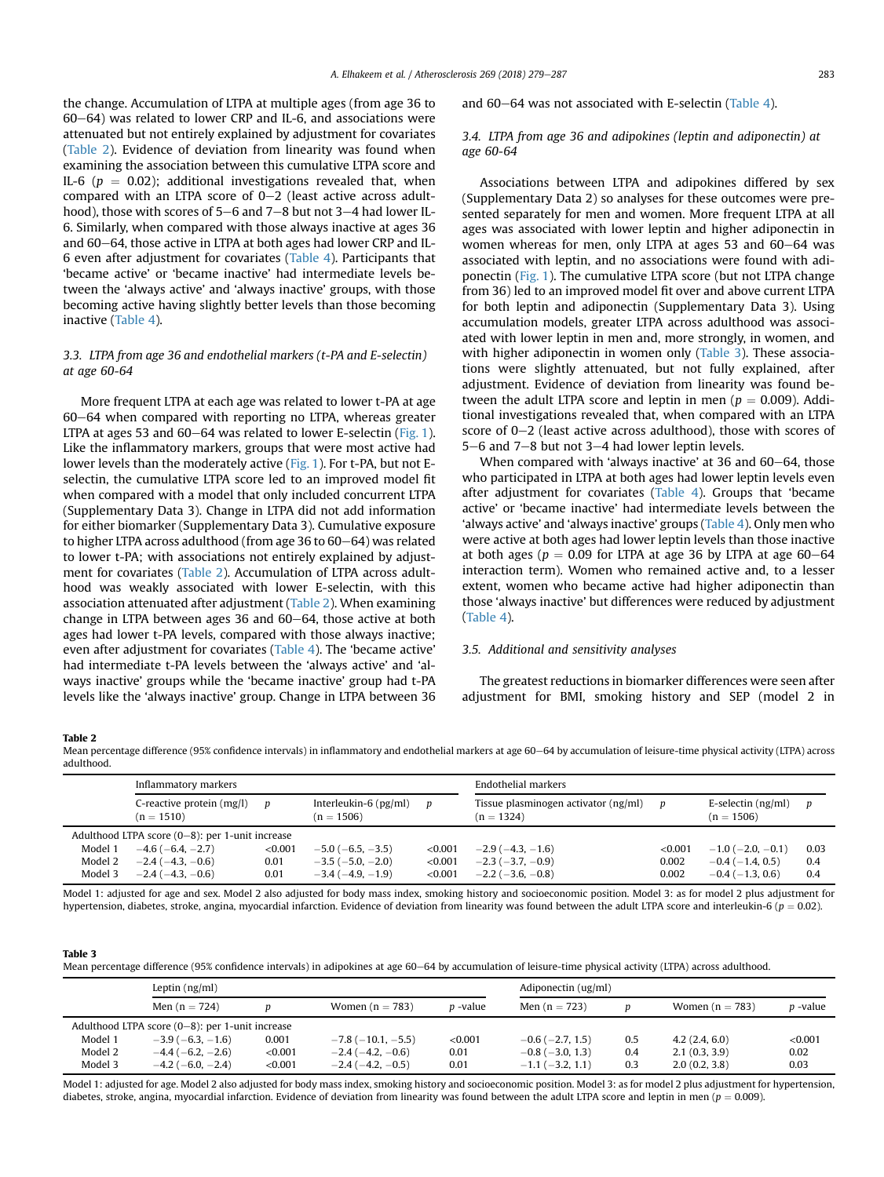the change. Accumulation of LTPA at multiple ages (from age 36 to 60–64) was related to lower CRP and IL-6, and associations were attenuated but not entirely explained by adjustment for covariates (Table 2). Evidence of deviation from linearity was found when examining the association between this cumulative LTPA score and IL-6 ($p = 0.02$); additional investigations revealed that, when compared with an LTPA score of 0–2 (least active across adulthood), those with scores of 5–6 and 7–8 but not 3–4 had lower IL-6. Similarly, when compared with those always inactive at ages 36 and 60–64, those active in LTPA at both ages had lower CRP and IL-6 even after adjustment for covariates (Table 4). Participants that 'became active' or 'became inactive' had intermediate levels between the 'always active' and 'always inactive' groups, with those becoming active having slightly better levels than those becoming inactive (Table 4).

### 3.3. LTPA from age 36 and endothelial markers (t-PA and E-selectin) at age 60-64

More frequent LTPA at each age was related to lower t-PA at age 60–64 when compared with reporting no LTPA, whereas greater LTPA at ages 53 and 60–64 was related to lower E-selectin (Fig. 1). Like the inflammatory markers, groups that were most active had lower levels than the moderately active (Fig. 1). For t-PA, but not E-selectin, the cumulative LTPA score led to an improved model fit when compared with a model that only included concurrent LTPA (Supplementary Data 3). Change in LTPA did not add information for either biomarker (Supplementary Data 3). Cumulative exposure to higher LTPA across adulthood (from age 36 to 60–64) was related to lower t-PA; with associations not entirely explained by adjustment for covariates (Table 2). Accumulation of LTPA across adulthood was weakly associated with lower E-selectin, with this association attenuated after adjustment (Table 2). When examining change in LTPA between ages 36 and 60–64, those active at both ages had lower t-PA levels, compared with those always inactive; even after adjustment for covariates (Table 4). The 'became active' had intermediate t-PA levels between the 'always active' and 'always inactive' groups while the 'became inactive' group had t-PA levels like the 'always inactive' group. Change in LTPA between 36 and 60–64 was not associated with E-selectin (Table 4).

### 3.4. LTPA from age 36 and adipokines (leptin and adiponectin) at age 60-64

Associations between LTPA and adipokines differed by sex (Supplementary Data 2) so analyses for these outcomes were presented separately for men and women. More frequent LTPA at all ages was associated with lower leptin and higher adiponectin in women whereas for men, only LTPA at ages 53 and 60–64 was associated with leptin, and no associations were found with adiponectin (Fig. 1). The cumulative LTPA score (but not LTPA change from 36) led to an improved model fit over and above current LTPA for both leptin and adiponectin (Supplementary Data 3). Using accumulation models, greater LTPA across adulthood was associated with lower leptin in men and, more strongly, in women, and with higher adiponectin in women only (Table 3). These associations were slightly attenuated, but not fully explained, after adjustment. Evidence of deviation from linearity was found between the adult LTPA score and leptin in men ($p = 0.009$). Additional investigations revealed that, when compared with an LTPA score of 0–2 (least active across adulthood), those with scores of 5–6 and 7–8 but not 3–4 had lower leptin levels.

When compared with 'always inactive' at 36 and 60–64, those who participated in LTPA at both ages had lower leptin levels even after adjustment for covariates (Table 4). Groups that 'became active' or 'became inactive' had intermediate levels between the 'always active' and 'always inactive' groups (Table 4). Only men who were active at both ages had lower leptin levels than those inactive at both ages ($p = 0.09$ for LTPA at age 36 by LTPA at age 60–64 interaction term). Women who remained active and, to a lesser extent, women who became active had higher adiponectin than those 'always inactive' but differences were reduced by adjustment (Table 4).

### 3.5. Additional and sensitivity analyses

The greatest reductions in biomarker differences were seen after adjustment for BMI, smoking history and SEP (model 2 in

**Table 2**
Mean percentage difference (95% confidence intervals) in inflammatory and endothelial markers at age 60–64 by accumulation of leisure-time physical activity (LTPA) across adulthood.

| | Inflammatory markers | | | | Endothelial markers | | | |
|---|---|---|---|---|---|---|---|---|
| | C-reactive protein (mg/l) (n = 1510) | p | Interleukin-6 (pg/ml) (n = 1506) | p | Tissue plasminogen activator (ng/ml) (n = 1324) | p | E-selectin (ng/ml) (n = 1506) | p |
| Adulthood LTPA score (0–8): per 1-unit increase | | | | | | | | |
| Model 1 | −4.6 (−6.4, −2.7) | <0.001 | −5.0 (−6.5, −3.5) | <0.001 | −2.9 (−4.3, −1.6) | <0.001 | −1.0 (−2.0, −0.1) | 0.03 |
| Model 2 | −2.4 (−4.3, −0.6) | 0.01 | −3.5 (−5.0, −2.0) | <0.001 | −2.3 (−3.7, −0.9) | 0.002 | −0.4 (−1.4, 0.5) | 0.4 |
| Model 3 | −2.4 (−4.3, −0.6) | 0.01 | −3.4 (−4.9, −1.9) | <0.001 | −2.2 (−3.6, −0.8) | 0.002 | −0.4 (−1.3, 0.6) | 0.4 |

Model 1: adjusted for age and sex. Model 2 also adjusted for body mass index, smoking history and socioeconomic position. Model 3: as for model 2 plus adjustment for hypertension, diabetes, stroke, angina, myocardial infarction. Evidence of deviation from linearity was found between the adult LTPA score and interleukin-6 ($p = 0.02$).

**Table 3**
Mean percentage difference (95% confidence intervals) in adipokines at age 60–64 by accumulation of leisure-time physical activity (LTPA) across adulthood.

| | Leptin (ng/ml) | | | | Adiponectin (ug/ml) | | | |
|---|---|---|---|---|---|---|---|---|
| | Men (n = 724) | p | Women (n = 783) | p -value | Men (n = 723) | p | Women (n = 783) | p -value |
| Adulthood LTPA score (0–8): per 1-unit increase | | | | | | | | |
| Model 1 | −3.9 (−6.3, −1.6) | 0.001 | −7.8 (−10.1, −5.5) | <0.001 | −0.6 (−2.7, 1.5) | 0.5 | 4.2 (2.4, 6.0) | <0.001 |
| Model 2 | −4.4 (−6.2, −2.6) | <0.001 | −2.4 (−4.2, −0.6) | 0.01 | −0.8 (−3.0, 1.3) | 0.4 | 2.1 (0.3, 3.9) | 0.02 |
| Model 3 | −4.2 (−6.0, −2.4) | <0.001 | −2.4 (−4.2, −0.5) | 0.01 | −1.1 (−3.2, 1.1) | 0.3 | 2.0 (0.2, 3.8) | 0.03 |

Model 1: adjusted for age. Model 2 also adjusted for body mass index, smoking history and socioeconomic position. Model 3: as for model 2 plus adjustment for hypertension, diabetes, stroke, angina, myocardial infarction. Evidence of deviation from linearity was found between the adult LTPA score and leptin in men ($p = 0.009$).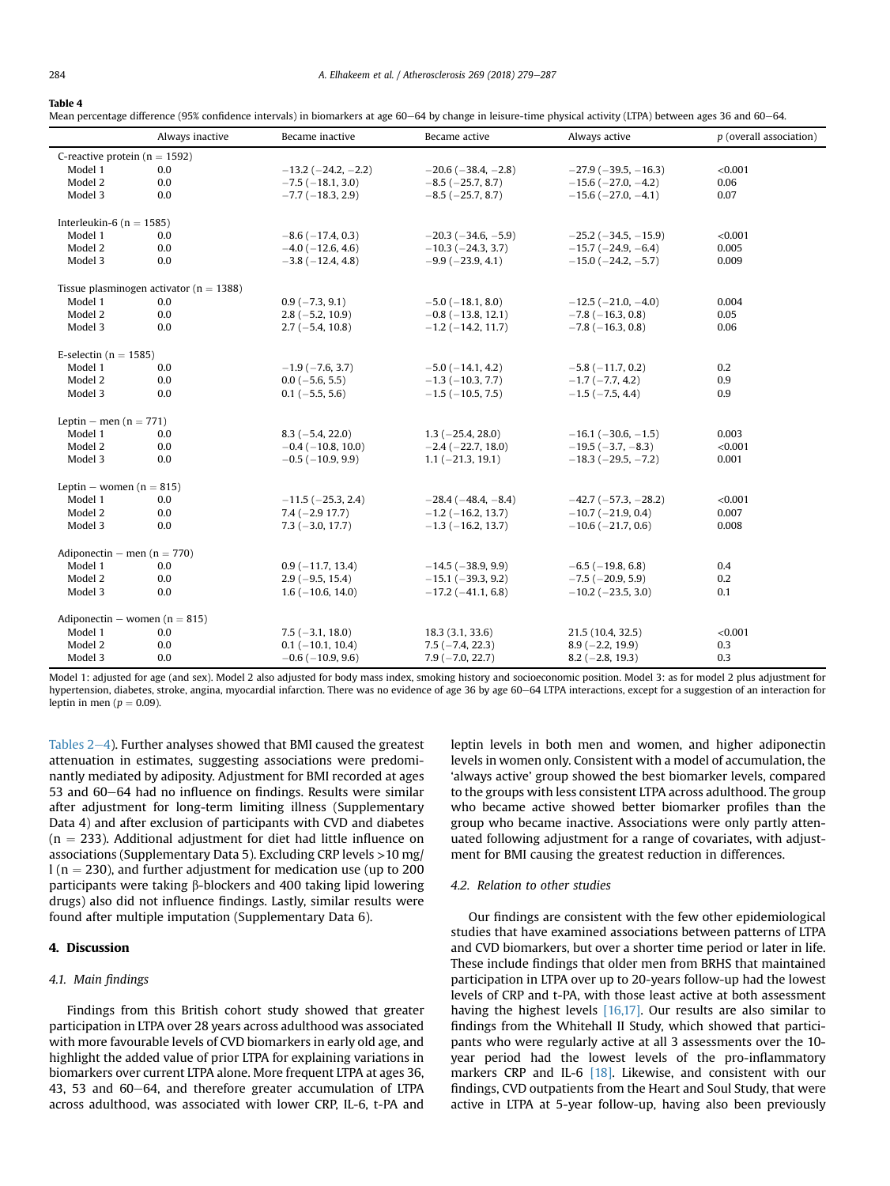**Table 4**

Mean percentage difference (95% confidence intervals) in biomarkers at age 60–64 by change in leisure-time physical activity (LTPA) between ages 36 and 60–64.

| | Always inactive | Became inactive | Became active | Always active | p (overall association) |
|---|---|---|---|---|---|
| C-reactive protein (n = 1592) | | | | | |
| Model 1 | 0.0 | −13.2 (−24.2, −2.2) | −20.6 (−38.4, −2.8) | −27.9 (−39.5, −16.3) | <0.001 |
| Model 2 | 0.0 | −7.5 (−18.1, 3.0) | −8.5 (−25.7, 8.7) | −15.6 (−27.0, −4.2) | 0.06 |
| Model 3 | 0.0 | −7.7 (−18.3, 2.9) | −8.5 (−25.7, 8.7) | −15.6 (−27.0, −4.1) | 0.07 |
| Interleukin-6 (n = 1585) | | | | | |
| Model 1 | 0.0 | −8.6 (−17.4, 0.3) | −20.3 (−34.6, −5.9) | −25.2 (−34.5, −15.9) | <0.001 |
| Model 2 | 0.0 | −4.0 (−12.6, 4.6) | −10.3 (−24.3, 3.7) | −15.7 (−24.9, −6.4) | 0.005 |
| Model 3 | 0.0 | −3.8 (−12.4, 4.8) | −9.9 (−23.9, 4.1) | −15.0 (−24.2, −5.7) | 0.009 |
| Tissue plasminogen activator (n = 1388) | | | | | |
| Model 1 | 0.0 | 0.9 (−7.3, 9.1) | −5.0 (−18.1, 8.0) | −12.5 (−21.0, −4.0) | 0.004 |
| Model 2 | 0.0 | 2.8 (−5.2, 10.9) | −0.8 (−13.8, 12.1) | −7.8 (−16.3, 0.8) | 0.05 |
| Model 3 | 0.0 | 2.7 (−5.4, 10.8) | −1.2 (−14.2, 11.7) | −7.8 (−16.3, 0.8) | 0.06 |
| E-selectin (n = 1585) | | | | | |
| Model 1 | 0.0 | −1.9 (−7.6, 3.7) | −5.0 (−14.1, 4.2) | −5.8 (−11.7, 0.2) | 0.2 |
| Model 2 | 0.0 | 0.0 (−5.6, 5.5) | −1.3 (−10.3, 7.7) | −1.7 (−7.7, 4.2) | 0.9 |
| Model 3 | 0.0 | 0.1 (−5.5, 5.6) | −1.5 (−10.5, 7.5) | −1.5 (−7.5, 4.4) | 0.9 |
| Leptin – men (n = 771) | | | | | |
| Model 1 | 0.0 | 8.3 (−5.4, 22.0) | 1.3 (−25.4, 28.0) | −16.1 (−30.6, −1.5) | 0.003 |
| Model 2 | 0.0 | −0.4 (−10.8, 10.0) | −2.4 (−22.7, 18.0) | −19.5 (−3.7, −8.3) | <0.001 |
| Model 3 | 0.0 | −0.5 (−10.9, 9.9) | 1.1 (−21.3, 19.1) | −18.3 (−29.5, −7.2) | 0.001 |
| Leptin – women (n = 815) | | | | | |
| Model 1 | 0.0 | −11.5 (−25.3, 2.4) | −28.4 (−48.4, −8.4) | −42.7 (−57.3, −28.2) | <0.001 |
| Model 2 | 0.0 | 7.4 (−2.9 17.7) | −1.2 (−16.2, 13.7) | −10.7 (−21.9, 0.4) | 0.007 |
| Model 3 | 0.0 | 7.3 (−3.0, 17.7) | −1.3 (−16.2, 13.7) | −10.6 (−21.7, 0.6) | 0.008 |
| Adiponectin – men (n = 770) | | | | | |
| Model 1 | 0.0 | 0.9 (−11.7, 13.4) | −14.5 (−38.9, 9.9) | −6.5 (−19.8, 6.8) | 0.4 |
| Model 2 | 0.0 | 2.9 (−9.5, 15.4) | −15.1 (−39.3, 9.2) | −7.5 (−20.9, 5.9) | 0.2 |
| Model 3 | 0.0 | 1.6 (−10.6, 14.0) | −17.2 (−41.1, 6.8) | −10.2 (−23.5, 3.0) | 0.1 |
| Adiponectin – women (n = 815) | | | | | |
| Model 1 | 0.0 | 7.5 (−3.1, 18.0) | 18.3 (3.1, 33.6) | 21.5 (10.4, 32.5) | <0.001 |
| Model 2 | 0.0 | 0.1 (−10.1, 10.4) | 7.5 (−7.4, 22.3) | 8.9 (−2.2, 19.9) | 0.3 |
| Model 3 | 0.0 | −0.6 (−10.9, 9.6) | 7.9 (−7.0, 22.7) | 8.2 (−2.8, 19.3) | 0.3 |

Model 1: adjusted for age (and sex). Model 2 also adjusted for body mass index, smoking history and socioeconomic position. Model 3: as for model 2 plus adjustment for hypertension, diabetes, stroke, angina, myocardial infarction. There was no evidence of age 36 by age 60–64 LTPA interactions, except for a suggestion of an interaction for leptin in men ($p = 0.09$).

Tables 2–4). Further analyses showed that BMI caused the greatest attenuation in estimates, suggesting associations were predominantly mediated by adiposity. Adjustment for BMI recorded at ages 53 and 60–64 had no influence on findings. Results were similar after adjustment for long-term limiting illness (Supplementary Data 4) and after exclusion of participants with CVD and diabetes (n = 233). Additional adjustment for diet had little influence on associations (Supplementary Data 5). Excluding CRP levels >10 mg/l (n = 230), and further adjustment for medication use (up to 200 participants were taking β-blockers and 400 taking lipid lowering drugs) also did not influence findings. Lastly, similar results were found after multiple imputation (Supplementary Data 6).

## 4. Discussion

### 4.1. Main findings

Findings from this British cohort study showed that greater participation in LTPA over 28 years across adulthood was associated with more favourable levels of CVD biomarkers in early old age, and highlight the added value of prior LTPA for explaining variations in biomarkers over current LTPA alone. More frequent LTPA at ages 36, 43, 53 and 60–64, and therefore greater accumulation of LTPA across adulthood, was associated with lower CRP, IL-6, t-PA and leptin levels in both men and women, and higher adiponectin levels in women only. Consistent with a model of accumulation, the 'always active' group showed the best biomarker levels, compared to the groups with less consistent LTPA across adulthood. The group who became active showed better biomarker profiles than the group who became inactive. Associations were only partly attenuated following adjustment for a range of covariates, with adjustment for BMI causing the greatest reduction in differences.

### 4.2. Relation to other studies

Our findings are consistent with the few other epidemiological studies that have examined associations between patterns of LTPA and CVD biomarkers, but over a shorter time period or later in life. These include findings that older men from BRHS that maintained participation in LTPA over up to 20-years follow-up had the lowest levels of CRP and t-PA, with those least active at both assessment having the highest levels [16,17]. Our results are also similar to findings from the Whitehall II Study, which showed that participants who were regularly active at all 3 assessments over the 10-year period had the lowest levels of the pro-inflammatory markers CRP and IL-6 [18]. Likewise, and consistent with our findings, CVD outpatients from the Heart and Soul Study, that were active in LTPA at 5-year follow-up, having also been previously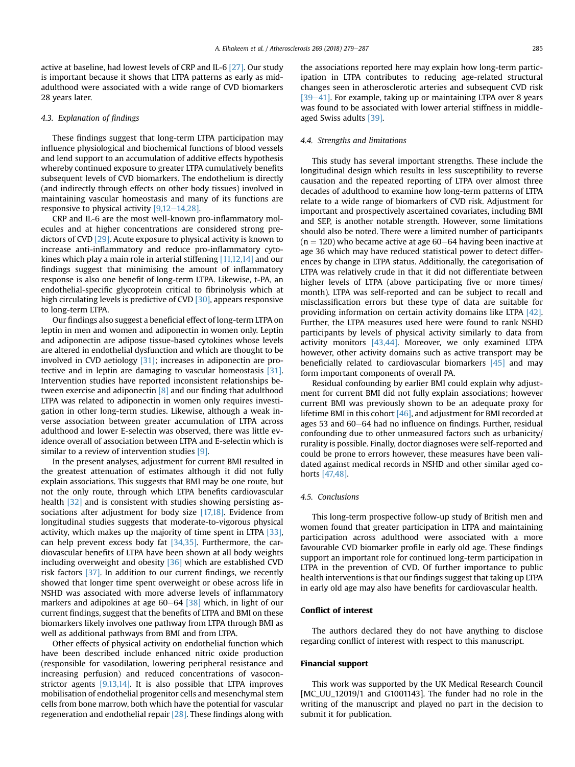active at baseline, had lowest levels of CRP and IL-6 [27]. Our study is important because it shows that LTPA patterns as early as mid-adulthood were associated with a wide range of CVD biomarkers 28 years later.

### 4.3. Explanation of findings

These findings suggest that long-term LTPA participation may influence physiological and biochemical functions of blood vessels and lend support to an accumulation of additive effects hypothesis whereby continued exposure to greater LTPA cumulatively benefits subsequent levels of CVD biomarkers. The endothelium is directly (and indirectly through effects on other body tissues) involved in maintaining vascular homeostasis and many of its functions are responsive to physical activity [9,12–14,28].

CRP and IL-6 are the most well-known pro-inflammatory molecules and at higher concentrations are considered strong predictors of CVD [29]. Acute exposure to physical activity is known to increase anti-inflammatory and reduce pro-inflammatory cytokines which play a main role in arterial stiffening [11,12,14] and our findings suggest that minimising the amount of inflammatory response is also one benefit of long-term LTPA. Likewise, t-PA, an endothelial-specific glycoprotein critical to fibrinolysis which at high circulating levels is predictive of CVD [30], appears responsive to long-term LTPA.

Our findings also suggest a beneficial effect of long-term LTPA on leptin in men and women and adiponectin in women only. Leptin and adiponectin are adipose tissue-based cytokines whose levels are altered in endothelial dysfunction and which are thought to be involved in CVD aetiology [31]; increases in adiponectin are protective and in leptin are damaging to vascular homeostasis [31]. Intervention studies have reported inconsistent relationships between exercise and adiponectin [8] and our finding that adulthood LTPA was related to adiponectin in women only requires investigation in other long-term studies. Likewise, although a weak inverse association between greater accumulation of LTPA across adulthood and lower E-selectin was observed, there was little evidence overall of association between LTPA and E-selectin which is similar to a review of intervention studies [9].

In the present analyses, adjustment for current BMI resulted in the greatest attenuation of estimates although it did not fully explain associations. This suggests that BMI may be one route, but not the only route, through which LTPA benefits cardiovascular health [32] and is consistent with studies showing persisting associations after adjustment for body size [17,18]. Evidence from longitudinal studies suggests that moderate-to-vigorous physical activity, which makes up the majority of time spent in LTPA [33], can help prevent excess body fat [34,35]. Furthermore, the cardiovascular benefits of LTPA have been shown at all body weights including overweight and obesity [36] which are established CVD risk factors [37]. In addition to our current findings, we recently showed that longer time spent overweight or obese across life in NSHD was associated with more adverse levels of inflammatory markers and adipokines at age 60–64 [38] which, in light of our current findings, suggest that the benefits of LTPA and BMI on these biomarkers likely involves one pathway from LTPA through BMI as well as additional pathways from BMI and from LTPA.

Other effects of physical activity on endothelial function which have been described include enhanced nitric oxide production (responsible for vasodilation, lowering peripheral resistance and increasing perfusion) and reduced concentrations of vasoconstrictor agents [9,13,14]. It is also possible that LTPA improves mobilisation of endothelial progenitor cells and mesenchymal stem cells from bone marrow, both which have the potential for vascular regeneration and endothelial repair [28]. These findings along with the associations reported here may explain how long-term participation in LTPA contributes to reducing age-related structural changes seen in atherosclerotic arteries and subsequent CVD risk [39–41]. For example, taking up or maintaining LTPA over 8 years was found to be associated with lower arterial stiffness in middle-aged Swiss adults [39].

### 4.4. Strengths and limitations

This study has several important strengths. These include the longitudinal design which results in less susceptibility to reverse causation and the repeated reporting of LTPA over almost three decades of adulthood to examine how long-term patterns of LTPA relate to a wide range of biomarkers of CVD risk. Adjustment for important and prospectively ascertained covariates, including BMI and SEP, is another notable strength. However, some limitations should also be noted. There were a limited number of participants ($n = 120$) who became active at age 60–64 having been inactive at age 36 which may have reduced statistical power to detect differences by change in LTPA status. Additionally, the categorisation of LTPA was relatively crude in that it did not differentiate between higher levels of LTPA (above participating five or more times/month). LTPA was self-reported and can be subject to recall and misclassification errors but these type of data are suitable for providing information on certain activity domains like LTPA [42]. Further, the LTPA measures used here were found to rank NSHD participants by levels of physical activity similarly to data from activity monitors [43,44]. Moreover, we only examined LTPA however, other activity domains such as active transport may be beneficially related to cardiovascular biomarkers [45] and may form important components of overall PA.

Residual confounding by earlier BMI could explain why adjustment for current BMI did not fully explain associations; however current BMI was previously shown to be an adequate proxy for lifetime BMI in this cohort [46], and adjustment for BMI recorded at ages 53 and 60–64 had no influence on findings. Further, residual confounding due to other unmeasured factors such as urbanicity/rurality is possible. Finally, doctor diagnoses were self-reported and could be prone to errors however, these measures have been validated against medical records in NSHD and other similar aged cohorts [47,48].

### 4.5. Conclusions

This long-term prospective follow-up study of British men and women found that greater participation in LTPA and maintaining participation across adulthood were associated with a more favourable CVD biomarker profile in early old age. These findings support an important role for continued long-term participation in LTPA in the prevention of CVD. Of further importance to public health interventions is that our findings suggest that taking up LTPA in early old age may also have benefits for cardiovascular health.

## Conflict of interest

The authors declared they do not have anything to disclose regarding conflict of interest with respect to this manuscript.

## Financial support

This work was supported by the UK Medical Research Council [MC_UU_12019/1 and G1001143]. The funder had no role in the writing of the manuscript and played no part in the decision to submit it for publication.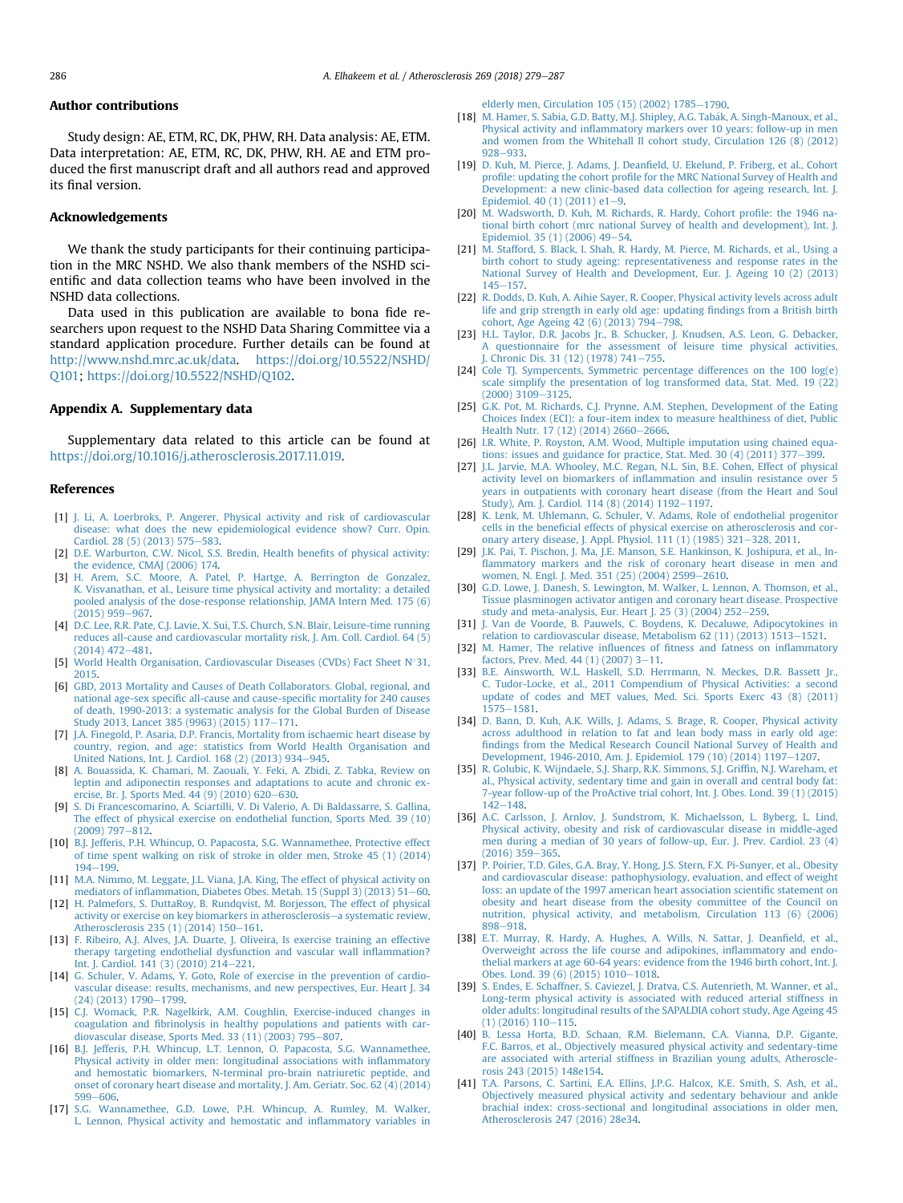## Author contributions

Study design: AE, ETM, RC, DK, PHW, RH. Data analysis: AE, ETM. Data interpretation: AE, ETM, RC, DK, PHW, RH. AE and ETM produced the first manuscript draft and all authors read and approved its final version.

## Acknowledgements

We thank the study participants for their continuing participation in the MRC NSHD. We also thank members of the NSHD scientific and data collection teams who have been involved in the NSHD data collections.

Data used in this publication are available to bona fide researchers upon request to the NSHD Data Sharing Committee via a standard application procedure. Further details can be found at http://www.nshd.mrc.ac.uk/data. https://doi.org/10.5522/NSHD/Q101; https://doi.org/10.5522/NSHD/Q102.

## Appendix A. Supplementary data

Supplementary data related to this article can be found at https://doi.org/10.1016/j.atherosclerosis.2017.11.019.

## References

[1] J. Li, A. Loerbroks, P. Angerer, Physical activity and risk of cardiovascular disease: what does the new epidemiological evidence show? Curr. Opin. Cardiol. 28 (5) (2013) 575–583.

[2] D.E. Warburton, C.W. Nicol, S.S. Bredin, Health benefits of physical activity: the evidence, CMAJ (2006) 174.

[3] H. Arem, S.C. Moore, A. Patel, P. Hartge, A. Berrington de Gonzalez, K. Visvanathan, et al., Leisure time physical activity and mortality: a detailed pooled analysis of the dose-response relationship, JAMA Intern Med. 175 (6) (2015) 959–967.

[4] D.C. Lee, R.R. Pate, C.J. Lavie, X. Sui, T.S. Church, S.N. Blair, Leisure-time running reduces all-cause and cardiovascular mortality risk, J. Am. Coll. Cardiol. 64 (5) (2014) 472–481.

[5] World Health Organisation, Cardiovascular Diseases (CVDs) Fact Sheet N°31, 2015.

[6] GBD, 2013 Mortality and Causes of Death Collaborators. Global, regional, and national age-sex specific all-cause and cause-specific mortality for 240 causes of death, 1990-2013: a systematic analysis for the Global Burden of Disease Study 2013, Lancet 385 (9963) (2015) 117–171.

[7] J.A. Finegold, P. Asaria, D.P. Francis, Mortality from ischaemic heart disease by country, region, and age: statistics from World Health Organisation and United Nations, Int. J. Cardiol. 168 (2) (2013) 934–945.

[8] A. Bouassida, K. Chamari, M. Zaouali, Y. Feki, A. Zbidi, Z. Tabka, Review on leptin and adiponectin responses and adaptations to acute and chronic exercise, Br. J. Sports Med. 44 (9) (2010) 620–630.

[9] S. Di Francescomarino, A. Sciartilli, V. Di Valerio, A. Di Baldassarre, S. Gallina, The effect of physical exercise on endothelial function, Sports Med. 39 (10) (2009) 797–812.

[10] B.J. Jefferis, P.H. Whincup, O. Papacosta, S.G. Wannamethee, Protective effect of time spent walking on risk of stroke in older men, Stroke 45 (1) (2014) 194–199.

[11] M.A. Nimmo, M. Leggate, J.L. Viana, J.A. King, The effect of physical activity on mediators of inflammation, Diabetes Obes. Metab. 15 (Suppl 3) (2013) 51–60.

[12] H. Palmefors, S. DuttaRoy, B. Rundqvist, M. Borjesson, The effect of physical activity or exercise on key biomarkers in atherosclerosis—a systematic review, Atherosclerosis 235 (1) (2014) 150–161.

[13] F. Ribeiro, A.J. Alves, J.A. Duarte, J. Oliveira, Is exercise training an effective therapy targeting endothelial dysfunction and vascular wall inflammation? Int. J. Cardiol. 141 (3) (2010) 214–221.

[14] G. Schuler, V. Adams, Y. Goto, Role of exercise in the prevention of cardiovascular disease: results, mechanisms, and new perspectives, Eur. Heart J. 34 (24) (2013) 1790–1799.

[15] C.J. Womack, P.R. Nagelkirk, A.M. Coughlin, Exercise-induced changes in coagulation and fibrinolysis in healthy populations and patients with cardiovascular disease, Sports Med. 33 (11) (2003) 795–807.

[16] B.J. Jefferis, P.H. Whincup, L.T. Lennon, O. Papacosta, S.G. Wannamethee, Physical activity in older men: longitudinal associations with inflammatory and hemostatic biomarkers, N-terminal pro-brain natriuretic peptide, and onset of coronary heart disease and mortality, J. Am. Geriatr. Soc. 62 (4) (2014) 599–606.

[17] S.G. Wannamethee, G.D. Lowe, P.H. Whincup, A. Rumley, M. Walker, L. Lennon, Physical activity and hemostatic and inflammatory variables in elderly men, Circulation 105 (15) (2002) 1785–1790.

[18] M. Hamer, S. Sabia, G.D. Batty, M.J. Shipley, A.G. Tabák, A. Singh-Manoux, et al., Physical activity and inflammatory markers over 10 years: follow-up in men and women from the Whitehall II cohort study, Circulation 126 (8) (2012) 928–933.

[19] D. Kuh, M. Pierce, J. Adams, J. Deanfield, U. Ekelund, P. Friberg, et al., Cohort profile: updating the cohort profile for the MRC National Survey of Health and Development: a new clinic-based data collection for ageing research, Int. J. Epidemiol. 40 (1) (2011) e1–9.

[20] M. Wadsworth, D. Kuh, M. Richards, R. Hardy, Cohort profile: the 1946 national birth cohort (mrc national Survey of health and development), Int. J. Epidemiol. 35 (1) (2006) 49–54.

[21] M. Stafford, S. Black, I. Shah, R. Hardy, M. Pierce, M. Richards, et al., Using a birth cohort to study ageing: representativeness and response rates in the National Survey of Health and Development, Eur. J. Ageing 10 (2) (2013) 145–157.

[22] R. Dodds, D. Kuh, A. Aihie Sayer, R. Cooper, Physical activity levels across adult life and grip strength in early old age: updating findings from a British birth cohort, Age Ageing 42 (6) (2013) 794–798.

[23] H.L. Taylor, D.R. Jacobs Jr., B. Schucker, J. Knudsen, A.S. Leon, G. Debacker, A questionnaire for the assessment of leisure time physical activities, J. Chronic Dis. 31 (12) (1978) 741–755.

[24] Cole TJ. Sympercents, Symmetric percentage differences on the 100 log(e) scale simplify the presentation of log transformed data, Stat. Med. 19 (22) (2000) 3109–3125.

[25] G.K. Pot, M. Richards, C.J. Prynne, A.M. Stephen, Development of the Eating Choices Index (ECI): a four-item index to measure healthiness of diet, Public Health Nutr. 17 (12) (2014) 2660–2666.

[26] I.R. White, P. Royston, A.M. Wood, Multiple imputation using chained equations: issues and guidance for practice, Stat. Med. 30 (4) (2011) 377–399.

[27] J.L. Jarvie, M.A. Whooley, M.C. Regan, N.L. Sin, B.E. Cohen, Effect of physical activity level on biomarkers of inflammation and insulin resistance over 5 years in outpatients with coronary heart disease (from the Heart and Soul Study), Am. J. Cardiol. 114 (8) (2014) 1192–1197.

[28] K. Lenk, M. Uhlemann, G. Schuler, V. Adams, Role of endothelial progenitor cells in the beneficial effects of physical exercise on atherosclerosis and coronary artery disease, J. Appl. Physiol. 111 (1) (1985) 321–328, 2011.

[29] J.K. Pai, T. Pischon, J. Ma, J.E. Manson, S.E. Hankinson, K. Joshipura, et al., Inflammatory markers and the risk of coronary heart disease in men and women, N. Engl. J. Med. 351 (25) (2004) 2599–2610.

[30] G.D. Lowe, J. Danesh, S. Lewington, M. Walker, L. Lennon, A. Thomson, et al., Tissue plasminogen activator antigen and coronary heart disease. Prospective study and meta-analysis, Eur. Heart J. 25 (3) (2004) 252–259.

[31] J. Van de Voorde, B. Pauwels, C. Boydens, K. Decaluwe, Adipocytokines in relation to cardiovascular disease, Metabolism 62 (11) (2013) 1513–1521.

[32] M. Hamer, The relative influences of fitness and fatness on inflammatory factors, Prev. Med. 44 (1) (2007) 3–11.

[33] B.E. Ainsworth, W.L. Haskell, S.D. Herrmann, N. Meckes, D.R. Bassett Jr., C. Tudor-Locke, et al., 2011 Compendium of Physical Activities: a second update of codes and MET values, Med. Sci. Sports Exerc 43 (8) (2011) 1575–1581.

[34] D. Bann, D. Kuh, A.K. Wills, J. Adams, S. Brage, R. Cooper, Physical activity across adulthood in relation to fat and lean body mass in early old age: findings from the Medical Research Council National Survey of Health and Development, 1946-2010, Am. J. Epidemiol. 179 (10) (2014) 1197–1207.

[35] R. Golubic, K. Wijndaele, S.J. Sharp, R.K. Simmons, S.J. Griffin, N.J. Wareham, et al., Physical activity, sedentary time and gain in overall and central body fat: 7-year follow-up of the ProActive trial cohort, Int. J. Obes. Lond. 39 (1) (2015) 142–148.

[36] A.C. Carlsson, J. Arnlov, J. Sundstrom, K. Michaelsson, L. Byberg, L. Lind, Physical activity, obesity and risk of cardiovascular disease in middle-aged men during a median of 30 years of follow-up, Eur. J. Prev. Cardiol. 23 (4) (2016) 359–365.

[37] P. Poirier, T.D. Giles, G.A. Bray, Y. Hong, J.S. Stern, F.X. Pi-Sunyer, et al., Obesity and cardiovascular disease: pathophysiology, evaluation, and effect of weight loss: an update of the 1997 american heart association scientific statement on obesity and heart disease from the obesity committee of the Council on nutrition, physical activity, and metabolism, Circulation 113 (6) (2006) 898–918.

[38] E.T. Murray, R. Hardy, A. Hughes, A. Wills, N. Sattar, J. Deanfield, et al., Overweight across the life course and adipokines, inflammatory and endothelial markers at age 60-64 years: evidence from the 1946 birth cohort, Int. J. Obes. Lond. 39 (6) (2015) 1010–1018.

[39] S. Endes, E. Schaffner, S. Caviezel, J. Dratva, C.S. Autenrieth, M. Wanner, et al., Long-term physical activity is associated with reduced arterial stiffness in older adults: longitudinal results of the SAPALDIA cohort study, Age Ageing 45 (1) (2016) 110–115.

[40] B. Lessa Horta, B.D. Schaan, R.M. Bielemann, C.A. Vianna, D.P. Gigante, F.C. Barros, et al., Objectively measured physical activity and sedentary-time are associated with arterial stiffness in Brazilian young adults, Atherosclerosis 243 (2015) 148e154.

[41] T.A. Parsons, C. Sartini, E.A. Ellins, J.P.G. Halcox, K.E. Smith, S. Ash, et al., Objectively measured physical activity and sedentary behaviour and ankle brachial index: cross-sectional and longitudinal associations in older men, Atherosclerosis 247 (2016) 28e34.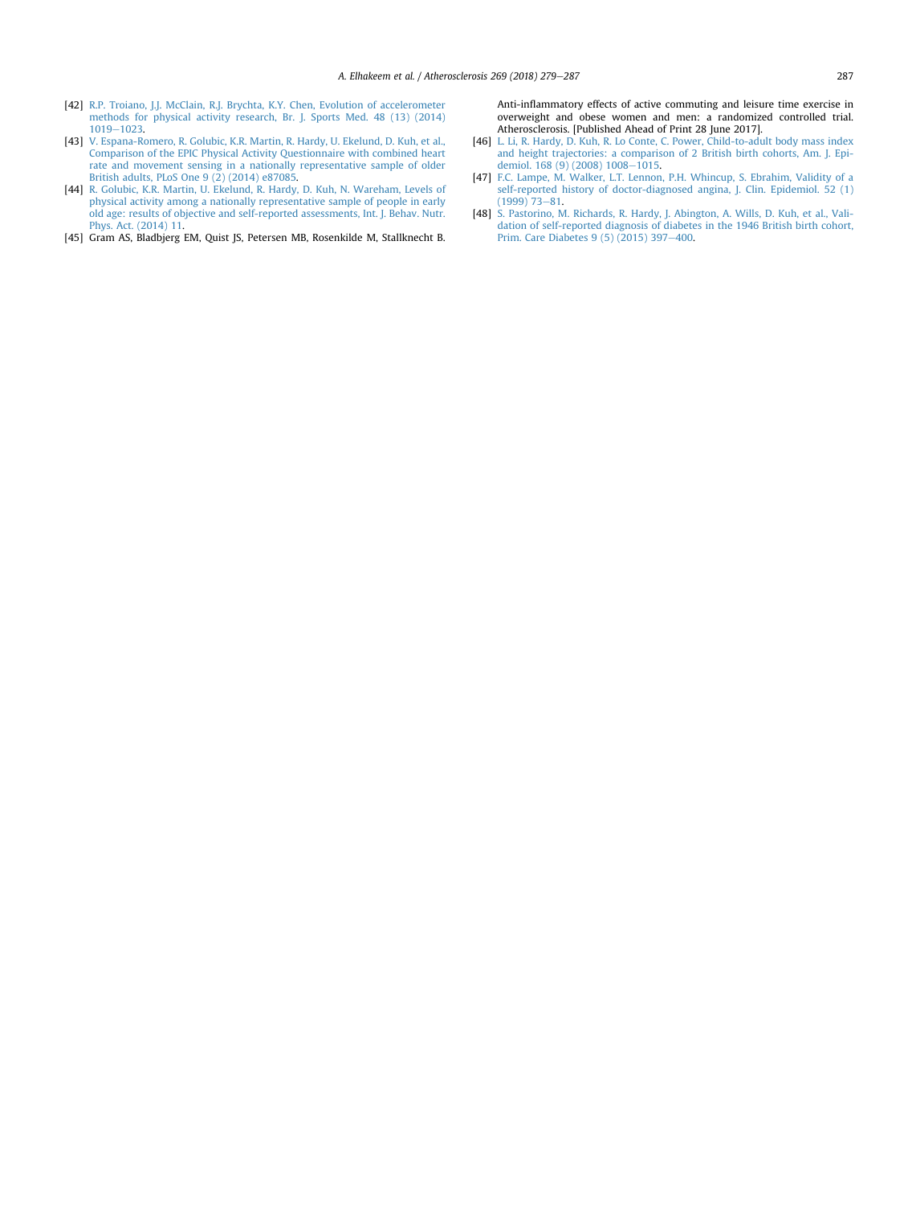[42] R.P. Troiano, J.J. McClain, R.J. Brychta, K.Y. Chen, Evolution of accelerometer methods for physical activity research, Br. J. Sports Med. 48 (13) (2014) 1019–1023.

[43] V. Espana-Romero, R. Golubic, K.R. Martin, R. Hardy, U. Ekelund, D. Kuh, et al., Comparison of the EPIC Physical Activity Questionnaire with combined heart rate and movement sensing in a nationally representative sample of older British adults, PLoS One 9 (2) (2014) e87085.

[44] R. Golubic, K.R. Martin, U. Ekelund, R. Hardy, D. Kuh, N. Wareham, Levels of physical activity among a nationally representative sample of people in early old age: results of objective and self-reported assessments, Int. J. Behav. Nutr. Phys. Act. (2014) 11.

[45] Gram AS, Bladbjerg EM, Quist JS, Petersen MB, Rosenkilde M, Stallknecht B. Anti-inflammatory effects of active commuting and leisure time exercise in overweight and obese women and men: a randomized controlled trial. Atherosclerosis. [Published Ahead of Print 28 June 2017].

[46] L. Li, R. Hardy, D. Kuh, R. Lo Conte, C. Power, Child-to-adult body mass index and height trajectories: a comparison of 2 British birth cohorts, Am. J. Epidemiol. 168 (9) (2008) 1008–1015.

[47] F.C. Lampe, M. Walker, L.T. Lennon, P.H. Whincup, S. Ebrahim, Validity of a self-reported history of doctor-diagnosed angina, J. Clin. Epidemiol. 52 (1) (1999) 73–81.

[48] S. Pastorino, M. Richards, R. Hardy, J. Abington, A. Wills, D. Kuh, et al., Validation of self-reported diagnosis of diabetes in the 1946 British birth cohort, Prim. Care Diabetes 9 (5) (2015) 397–400.